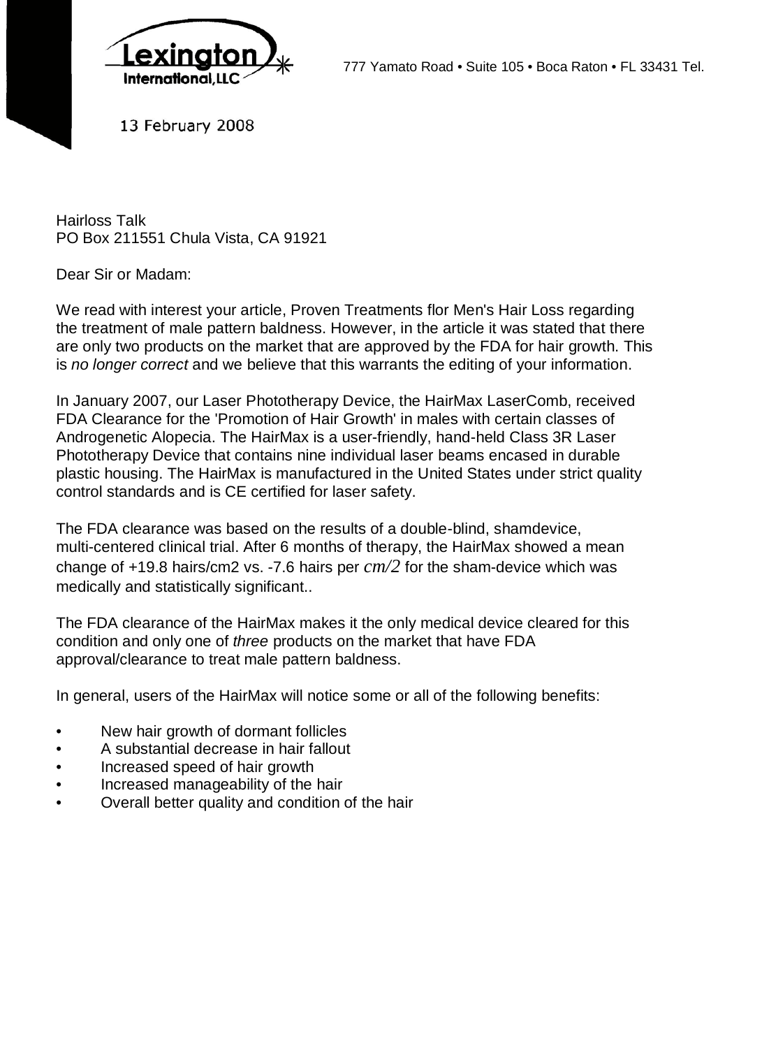Lexington International, LLC

777 Yamato Road • Suite 105 • Boca Raton • FL 33431 Tel.

13 February 2008

Hairloss Talk
PO Box 211551 Chula Vista, CA 91921

Dear Sir or Madam:

We read with interest your article, Proven Treatments flor Men's Hair Loss regarding the treatment of male pattern baldness. However, in the article it was stated that there are only two products on the market that are approved by the FDA for hair growth. This is *no longer correct* and we believe that this warrants the editing of your information.

In January 2007, our Laser Phototherapy Device, the HairMax LaserComb, received FDA Clearance for the 'Promotion of Hair Growth' in males with certain classes of Androgenetic Alopecia. The HairMax is a user-friendly, hand-held Class 3R Laser Phototherapy Device that contains nine individual laser beams encased in durable plastic housing. The HairMax is manufactured in the United States under strict quality control standards and is CE certified for laser safety.

The FDA clearance was based on the results of a double-blind, shamdevice, multi-centered clinical trial. After 6 months of therapy, the HairMax showed a mean change of +19.8 hairs/cm2 vs. -7.6 hairs per *cm/2* for the sham-device which was medically and statistically significant..

The FDA clearance of the HairMax makes it the only medical device cleared for this condition and only one of *three* products on the market that have FDA approval/clearance to treat male pattern baldness.

In general, users of the HairMax will notice some or all of the following benefits:

- New hair growth of dormant follicles
- A substantial decrease in hair fallout
- Increased speed of hair growth
- Increased manageability of the hair
- Overall better quality and condition of the hair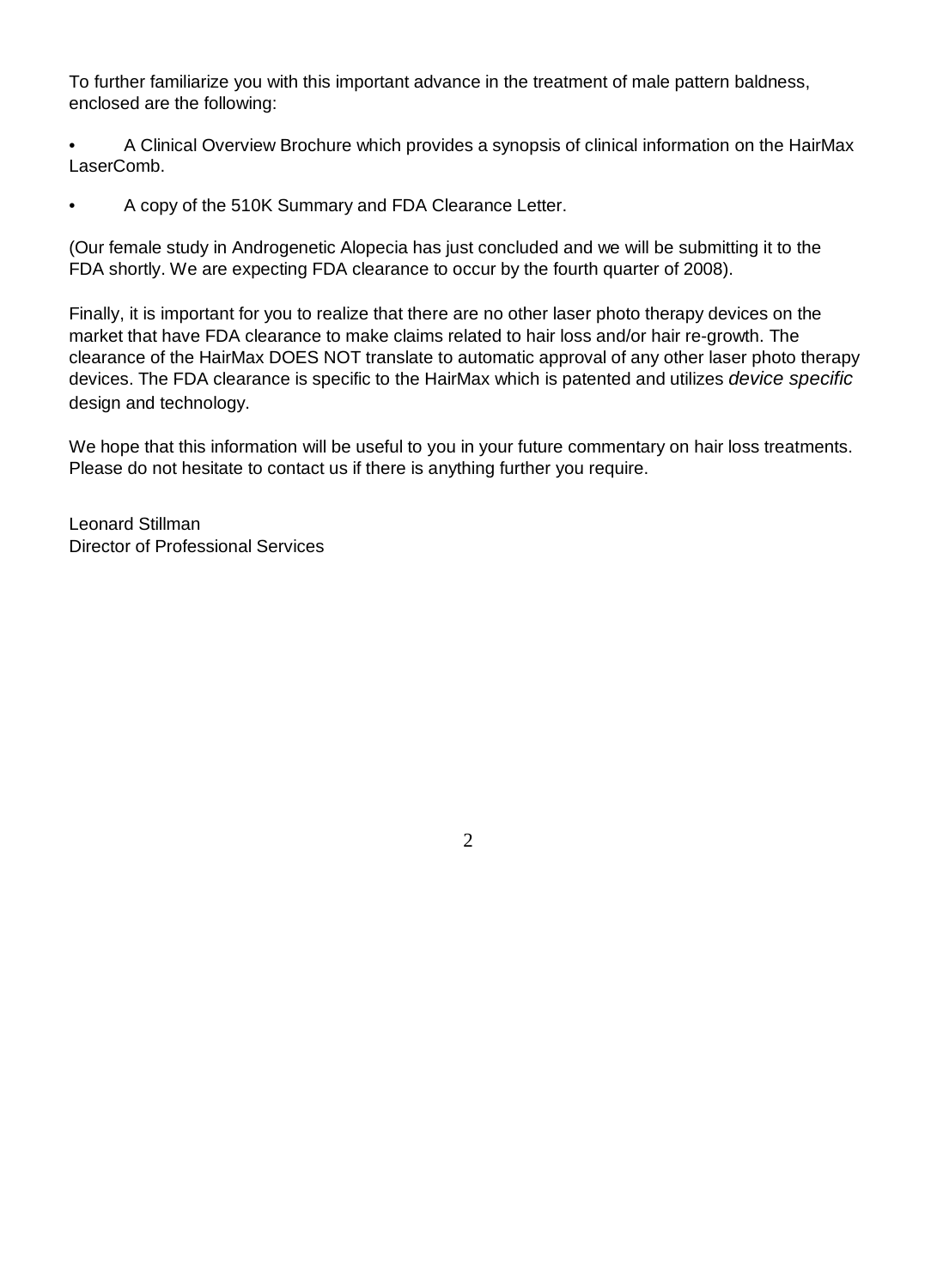To further familiarize you with this important advance in the treatment of male pattern baldness, enclosed are the following:

- A Clinical Overview Brochure which provides a synopsis of clinical information on the HairMax LaserComb.
- A copy of the 510K Summary and FDA Clearance Letter.

(Our female study in Androgenetic Alopecia has just concluded and we will be submitting it to the FDA shortly. We are expecting FDA clearance to occur by the fourth quarter of 2008).

Finally, it is important for you to realize that there are no other laser photo therapy devices on the market that have FDA clearance to make claims related to hair loss and/or hair re-growth. The clearance of the HairMax DOES NOT translate to automatic approval of any other laser photo therapy devices. The FDA clearance is specific to the HairMax which is patented and utilizes *device specific* design and technology.

We hope that this information will be useful to you in your future commentary on hair loss treatments. Please do not hesitate to contact us if there is anything further you require.

Leonard Stillman
Director of Professional Services